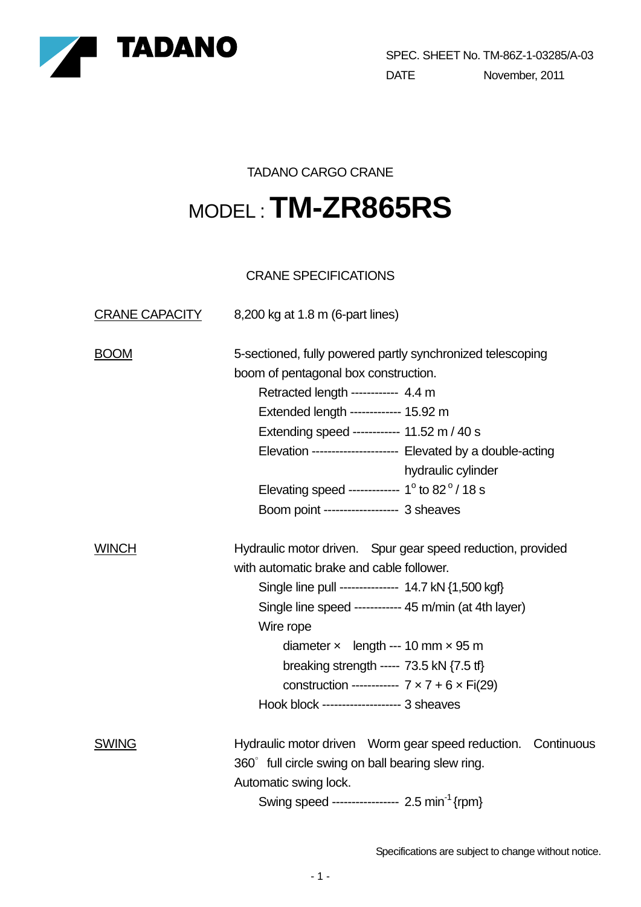TADANO

SPEC. SHEET No. TM-86Z-1-03285/A-03

DATE November, 2011

TADANO CARGO CRANE

# MODEL : **TM-ZR865RS**

## CRANE SPECIFICATIONS

**CRANE CAPACITY**

8,200 kg at 1.8 m (6-part lines)

**BOOM**

5-sectioned, fully powered partly synchronized telescoping boom of pentagonal box construction.

- Retracted length ------------ 4.4 m
- Extended length ------------- 15.92 m
- Extending speed ------------ 11.52 m / 40 s
- Elevation ---------------------- Elevated by a double-acting hydraulic cylinder
- Elevating speed ------------- 1° to 82° / 18 s
- Boom point ------------------- 3 sheaves

**WINCH**

Hydraulic motor driven. Spur gear speed reduction, provided with automatic brake and cable follower.

- Single line pull --------------- 14.7 kN {1,500 kgf}
- Single line speed ------------ 45 m/min (at 4th layer)
- Wire rope
  - diameter × length --- 10 mm × 95 m
  - breaking strength ----- 73.5 kN {7.5 tf}
  - construction ------------ 7 × 7 + 6 × Fi(29)
- Hook block -------------------- 3 sheaves

**SWING**

Hydraulic motor driven Worm gear speed reduction. Continuous 360° full circle swing on ball bearing slew ring.
Automatic swing lock.

- Swing speed ----------------- 2.5 $min^{-1}$ {rpm}

Specifications are subject to change without notice.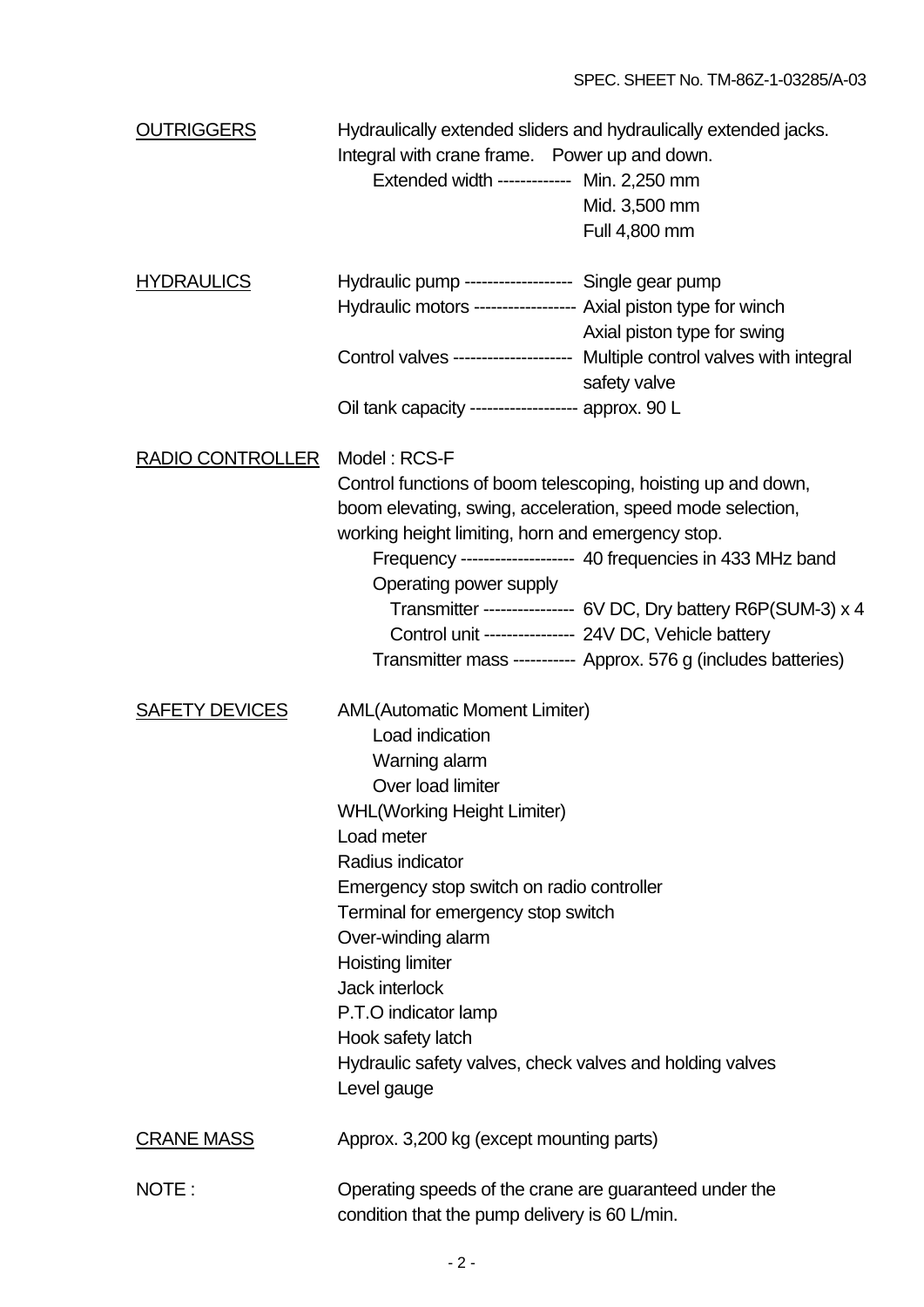**OUTRIGGERS**

Hydraulically extended sliders and hydraulically extended jacks.
Integral with crane frame. Power up and down.

| | |
|---|---|
| Extended width ------------- | Min. 2,250 mm |
| | Mid. 3,500 mm |
| | Full 4,800 mm |

**HYDRAULICS**

| | |
|---|---|
| Hydraulic pump ------------------- | Single gear pump |
| Hydraulic motors ------------------ | Axial piston type for winch |
| | Axial piston type for swing |
| Control valves --------------------- | Multiple control valves with integral safety valve |
| Oil tank capacity ------------------- | approx. 90 L |

**RADIO CONTROLLER**

Model : RCS-F
Control functions of boom telescoping, hoisting up and down, boom elevating, swing, acceleration, speed mode selection, working height limiting, horn and emergency stop.

| | |
|---|---|
| Frequency -------------------- | 40 frequencies in 433 MHz band |
| Operating power supply | |
| Transmitter ---------------- | 6V DC, Dry battery R6P(SUM-3) x 4 |
| Control unit ---------------- | 24V DC, Vehicle battery |
| Transmitter mass ----------- | Approx. 576 g (includes batteries) |

**SAFETY DEVICES**

AML(Automatic Moment Limiter)
- Load indication
- Warning alarm
- Over load limiter

WHL(Working Height Limiter)
Load meter
Radius indicator
Emergency stop switch on radio controller
Terminal for emergency stop switch
Over-winding alarm
Hoisting limiter
Jack interlock
P.T.O indicator lamp
Hook safety latch
Hydraulic safety valves, check valves and holding valves
Level gauge

**CRANE MASS**

Approx. 3,200 kg (except mounting parts)

NOTE : Operating speeds of the crane are guaranteed under the condition that the pump delivery is 60 L/min.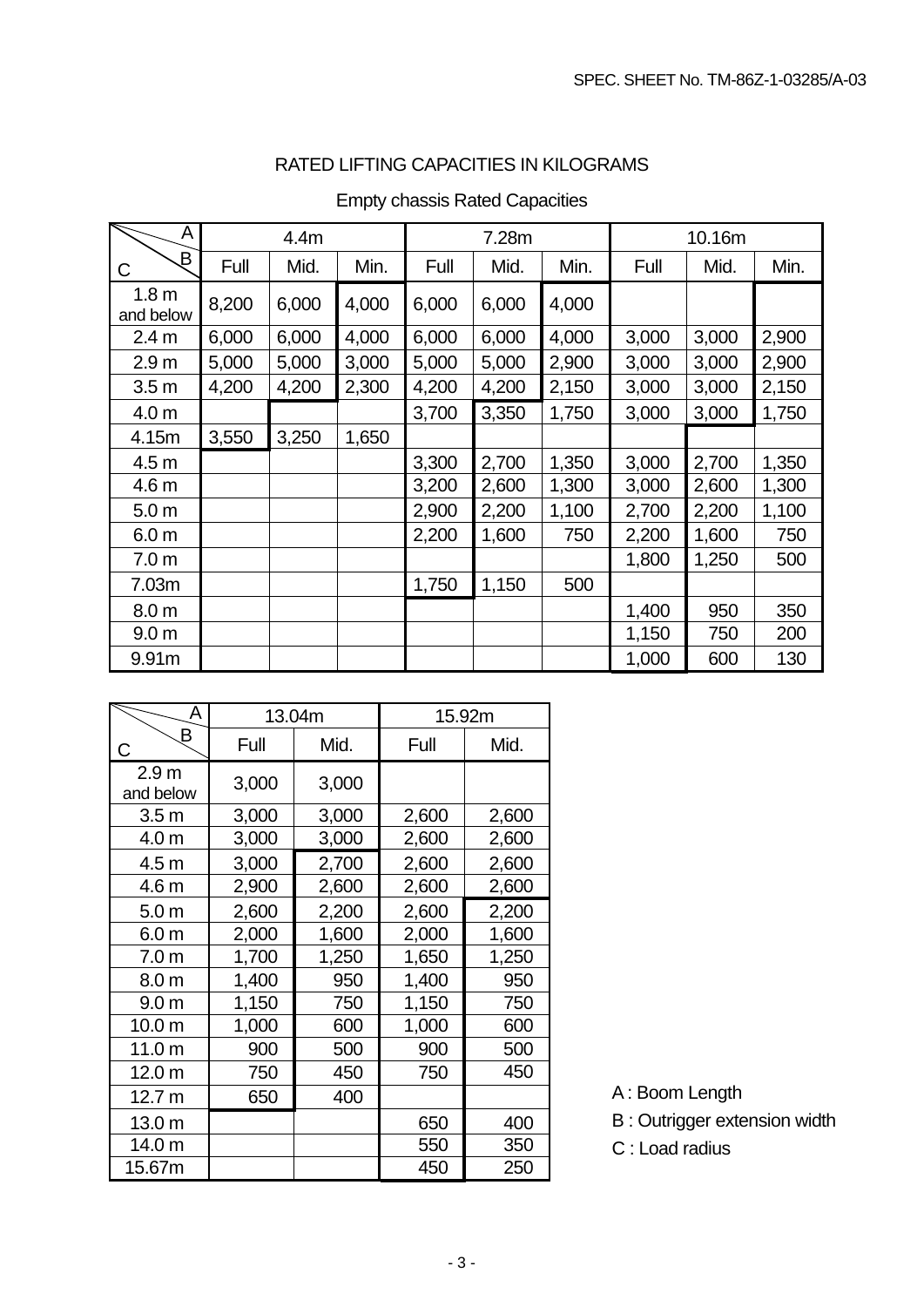# RATED LIFTING CAPACITIES IN KILOGRAMS

Empty chassis Rated Capacities

| C \ A / B | 4.4m | | | 7.28m | | | 10.16m | | |
|---|---|---|---|---|---|---|---|---|---|
| | Full | Mid. | Min. | Full | Mid. | Min. | Full | Mid. | Min. |
| 1.8 m and below | 8,200 | 6,000 | 4,000 | 6,000 | 6,000 | 4,000 | | | |
| 2.4 m | 6,000 | 6,000 | 4,000 | 6,000 | 6,000 | 4,000 | 3,000 | 3,000 | 2,900 |
| 2.9 m | 5,000 | 5,000 | 3,000 | 5,000 | 5,000 | 2,900 | 3,000 | 3,000 | 2,900 |
| 3.5 m | 4,200 | 4,200 | 2,300 | 4,200 | 4,200 | 2,150 | 3,000 | 3,000 | 2,150 |
| 4.0 m | | | | 3,700 | 3,350 | 1,750 | 3,000 | 3,000 | 1,750 |
| 4.15m | 3,550 | 3,250 | 1,650 | | | | | | |
| 4.5 m | | | | 3,300 | 2,700 | 1,350 | 3,000 | 2,700 | 1,350 |
| 4.6 m | | | | 3,200 | 2,600 | 1,300 | 3,000 | 2,600 | 1,300 |
| 5.0 m | | | | 2,900 | 2,200 | 1,100 | 2,700 | 2,200 | 1,100 |
| 6.0 m | | | | 2,200 | 1,600 | 750 | 2,200 | 1,600 | 750 |
| 7.0 m | | | | | | | 1,800 | 1,250 | 500 |
| 7.03m | | | | 1,750 | 1,150 | 500 | | | |
| 8.0 m | | | | | | | 1,400 | 950 | 350 |
| 9.0 m | | | | | | | 1,150 | 750 | 200 |
| 9.91m | | | | | | | 1,000 | 600 | 130 |

| C \ A / B | 13.04m | | 15.92m | |
|---|---|---|---|---|
| | Full | Mid. | Full | Mid. |
| 2.9 m and below | 3,000 | 3,000 | | |
| 3.5 m | 3,000 | 3,000 | 2,600 | 2,600 |
| 4.0 m | 3,000 | 3,000 | 2,600 | 2,600 |
| 4.5 m | 3,000 | 2,700 | 2,600 | 2,600 |
| 4.6 m | 2,900 | 2,600 | 2,600 | 2,600 |
| 5.0 m | 2,600 | 2,200 | 2,600 | 2,200 |
| 6.0 m | 2,000 | 1,600 | 2,000 | 1,600 |
| 7.0 m | 1,700 | 1,250 | 1,650 | 1,250 |
| 8.0 m | 1,400 | 950 | 1,400 | 950 |
| 9.0 m | 1,150 | 750 | 1,150 | 750 |
| 10.0 m | 1,000 | 600 | 1,000 | 600 |
| 11.0 m | 900 | 500 | 900 | 500 |
| 12.0 m | 750 | 450 | 750 | 450 |
| 12.7 m | 650 | 400 | | |
| 13.0 m | | | 650 | 400 |
| 14.0 m | | | 550 | 350 |
| 15.67m | | | 450 | 250 |

A : Boom Length
B : Outrigger extension width
C : Load radius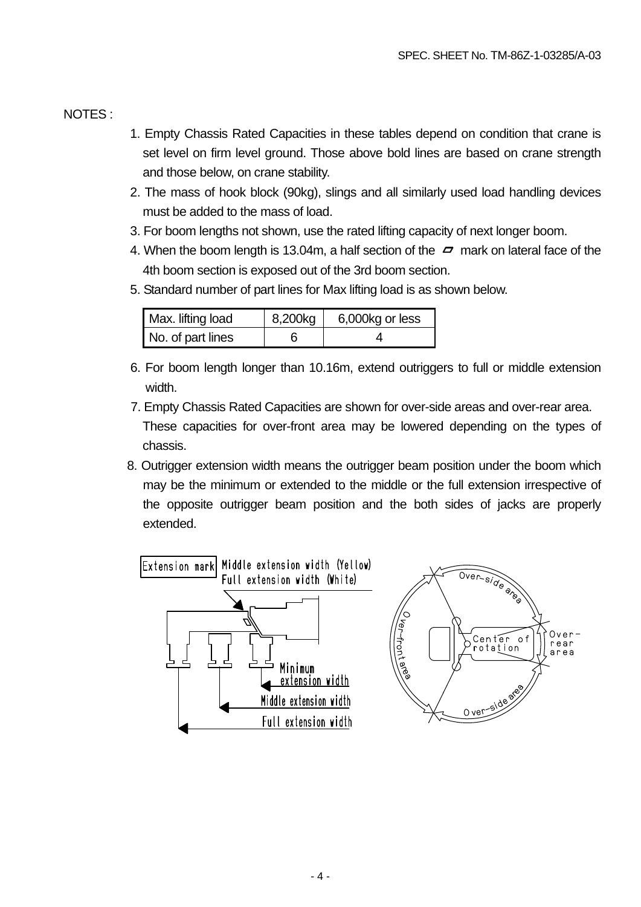NOTES :

1. Empty Chassis Rated Capacities in these tables depend on condition that crane is set level on firm level ground. Those above bold lines are based on crane strength and those below, on crane stability.
2. The mass of hook block (90kg), slings and all similarly used load handling devices must be added to the mass of load.
3. For boom lengths not shown, use the rated lifting capacity of next longer boom.
4. When the boom length is 13.04m, a half section of the ▱ mark on lateral face of the 4th boom section is exposed out of the 3rd boom section.
5. Standard number of part lines for Max lifting load is as shown below.

| Max. lifting load | 8,200kg | 6,000kg or less |
|---|---|---|
| No. of part lines | 6 | 4 |

6. For boom length longer than 10.16m, extend outriggers to full or middle extension width.
7. Empty Chassis Rated Capacities are shown for over-side areas and over-rear area. These capacities for over-front area may be lowered depending on the types of chassis.
8. Outrigger extension width means the outrigger beam position under the boom which may be the minimum or extended to the middle or the full extension irrespective of the opposite outrigger beam position and the both sides of jacks are properly extended.

Extension mark: Middle extension width (Yellow), Full extension width (White)

Minimum extension width
Middle extension width
Full extension width

Over-side area
Over-front area
Center of rotation
Over-rear area
Over-side area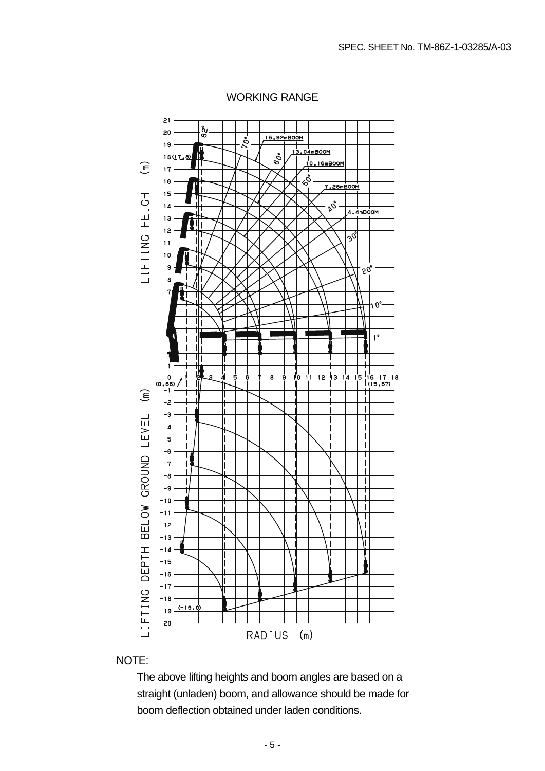## WORKING RANGE

NOTE:

The above lifting heights and boom angles are based on a straight (unladen) boom, and allowance should be made for boom deflection obtained under laden conditions.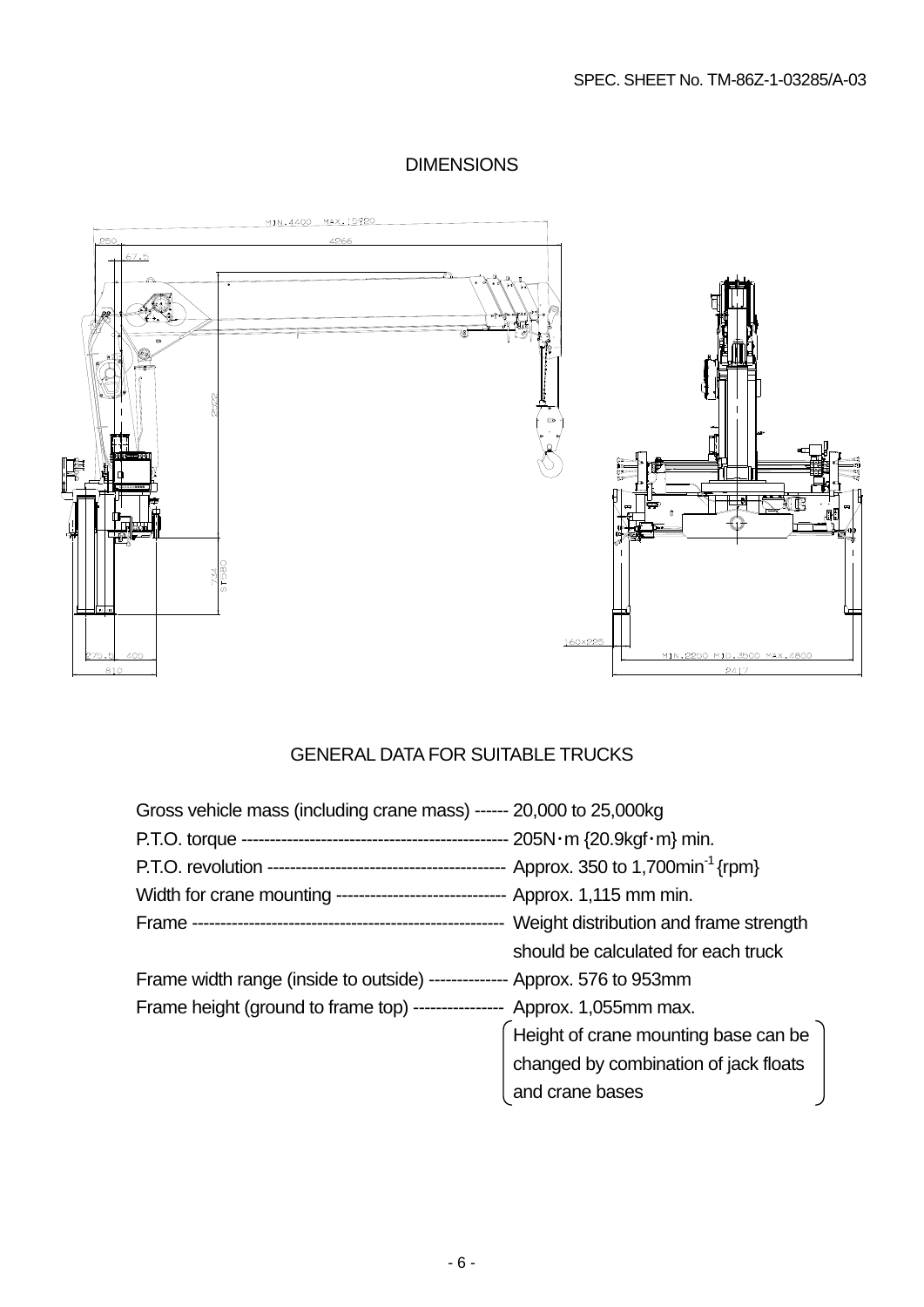## DIMENSIONS

MIN.4400 MAX.15420

250

4266

67.5

2522

734

ST580

275.5 405

810

160×225

MIN.2250 MID.3500 MAX.4800

2417

## GENERAL DATA FOR SUITABLE TRUCKS

| | |
|---|---|
| Gross vehicle mass (including crane mass) ------ | 20,000 to 25,000kg |
| P.T.O. torque ------------------------------------------------ | 205N・m {20.9kgf・m} min. |
| P.T.O. revolution ------------------------------------------ | Approx. 350 to 1,700min$^{-1}$ {rpm} |
| Width for crane mounting ------------------------------ | Approx. 1,115 mm min. |
| Frame -------------------------------------------------------- | Weight distribution and frame strength should be calculated for each truck |
| Frame width range (inside to outside) -------------- | Approx. 576 to 953mm |
| Frame height (ground to frame top) ---------------- | Approx. 1,055mm max. (Height of crane mounting base can be changed by combination of jack floats and crane bases) |